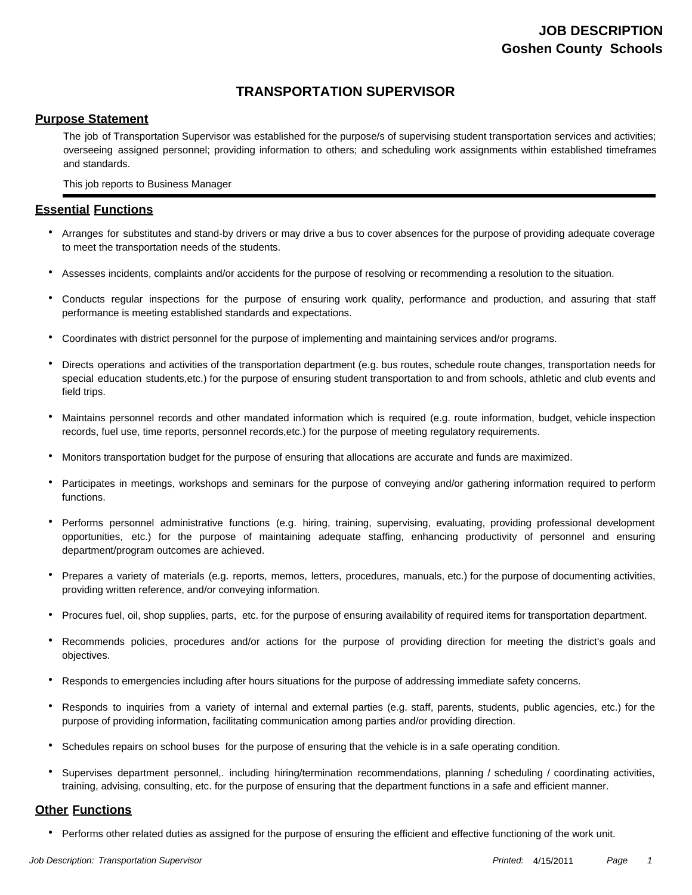**JOB DESCRIPTION**
**Goshen County Schools**

# TRANSPORTATION SUPERVISOR

## Purpose Statement

The job of Transportation Supervisor was established for the purpose/s of supervising student transportation services and activities; overseeing assigned personnel; providing information to others; and scheduling work assignments within established timeframes and standards.

This job reports to Business Manager

---

## Essential Functions

- Arranges for substitutes and stand-by drivers or may drive a bus to cover absences for the purpose of providing adequate coverage to meet the transportation needs of the students.
- Assesses incidents, complaints and/or accidents for the purpose of resolving or recommending a resolution to the situation.
- Conducts regular inspections for the purpose of ensuring work quality, performance and production, and assuring that staff performance is meeting established standards and expectations.
- Coordinates with district personnel for the purpose of implementing and maintaining services and/or programs.
- Directs operations and activities of the transportation department (e.g. bus routes, schedule route changes, transportation needs for special education students,etc.) for the purpose of ensuring student transportation to and from schools, athletic and club events and field trips.
- Maintains personnel records and other mandated information which is required (e.g. route information, budget, vehicle inspection records, fuel use, time reports, personnel records,etc.) for the purpose of meeting regulatory requirements.
- Monitors transportation budget for the purpose of ensuring that allocations are accurate and funds are maximized.
- Participates in meetings, workshops and seminars for the purpose of conveying and/or gathering information required to perform functions.
- Performs personnel administrative functions (e.g. hiring, training, supervising, evaluating, providing professional development opportunities, etc.) for the purpose of maintaining adequate staffing, enhancing productivity of personnel and ensuring department/program outcomes are achieved.
- Prepares a variety of materials (e.g. reports, memos, letters, procedures, manuals, etc.) for the purpose of documenting activities, providing written reference, and/or conveying information.
- Procures fuel, oil, shop supplies, parts, etc. for the purpose of ensuring availability of required items for transportation department.
- Recommends policies, procedures and/or actions for the purpose of providing direction for meeting the district's goals and objectives.
- Responds to emergencies including after hours situations for the purpose of addressing immediate safety concerns.
- Responds to inquiries from a variety of internal and external parties (e.g. staff, parents, students, public agencies, etc.) for the purpose of providing information, facilitating communication among parties and/or providing direction.
- Schedules repairs on school buses for the purpose of ensuring that the vehicle is in a safe operating condition.
- Supervises department personnel,. including hiring/termination recommendations, planning / scheduling / coordinating activities, training, advising, consulting, etc. for the purpose of ensuring that the department functions in a safe and efficient manner.

## Other Functions

- Performs other related duties as assigned for the purpose of ensuring the efficient and effective functioning of the work unit.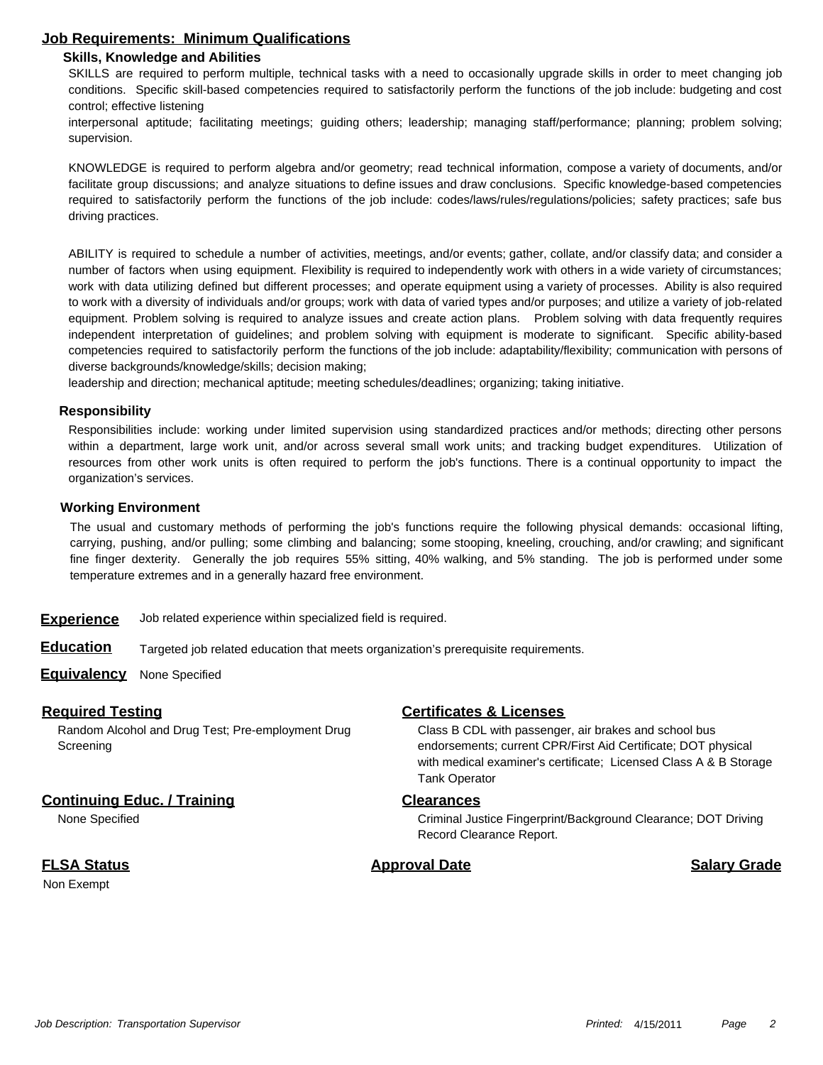## Job Requirements: Minimum Qualifications

### Skills, Knowledge and Abilities

SKILLS are required to perform multiple, technical tasks with a need to occasionally upgrade skills in order to meet changing job conditions. Specific skill-based competencies required to satisfactorily perform the functions of the job include: budgeting and cost control; effective listening
interpersonal aptitude; facilitating meetings; guiding others; leadership; managing staff/performance; planning; problem solving; supervision.

KNOWLEDGE is required to perform algebra and/or geometry; read technical information, compose a variety of documents, and/or facilitate group discussions; and analyze situations to define issues and draw conclusions. Specific knowledge-based competencies required to satisfactorily perform the functions of the job include: codes/laws/rules/regulations/policies; safety practices; safe bus driving practices.

ABILITY is required to schedule a number of activities, meetings, and/or events; gather, collate, and/or classify data; and consider a number of factors when using equipment. Flexibility is required to independently work with others in a wide variety of circumstances; work with data utilizing defined but different processes; and operate equipment using a variety of processes. Ability is also required to work with a diversity of individuals and/or groups; work with data of varied types and/or purposes; and utilize a variety of job-related equipment. Problem solving is required to analyze issues and create action plans. Problem solving with data frequently requires independent interpretation of guidelines; and problem solving with equipment is moderate to significant. Specific ability-based competencies required to satisfactorily perform the functions of the job include: adaptability/flexibility; communication with persons of diverse backgrounds/knowledge/skills; decision making;
leadership and direction; mechanical aptitude; meeting schedules/deadlines; organizing; taking initiative.

### Responsibility

Responsibilities include: working under limited supervision using standardized practices and/or methods; directing other persons within a department, large work unit, and/or across several small work units; and tracking budget expenditures. Utilization of resources from other work units is often required to perform the job's functions. There is a continual opportunity to impact the organization's services.

### Working Environment

The usual and customary methods of performing the job's functions require the following physical demands: occasional lifting, carrying, pushing, and/or pulling; some climbing and balancing; some stooping, kneeling, crouching, and/or crawling; and significant fine finger dexterity. Generally the job requires 55% sitting, 40% walking, and 5% standing. The job is performed under some temperature extremes and in a generally hazard free environment.

**Experience** Job related experience within specialized field is required.

**Education** Targeted job related education that meets organization's prerequisite requirements.

**Equivalency** None Specified

**Required Testing**

Random Alcohol and Drug Test; Pre-employment Drug Screening

**Certificates & Licenses**

Class B CDL with passenger, air brakes and school bus endorsements; current CPR/First Aid Certificate; DOT physical with medical examiner's certificate; Licensed Class A & B Storage Tank Operator

**Continuing Educ. / Training**

None Specified

**Clearances**

Criminal Justice Fingerprint/Background Clearance; DOT Driving Record Clearance Report.

**FLSA Status**

Non Exempt

**Approval Date**

**Salary Grade**